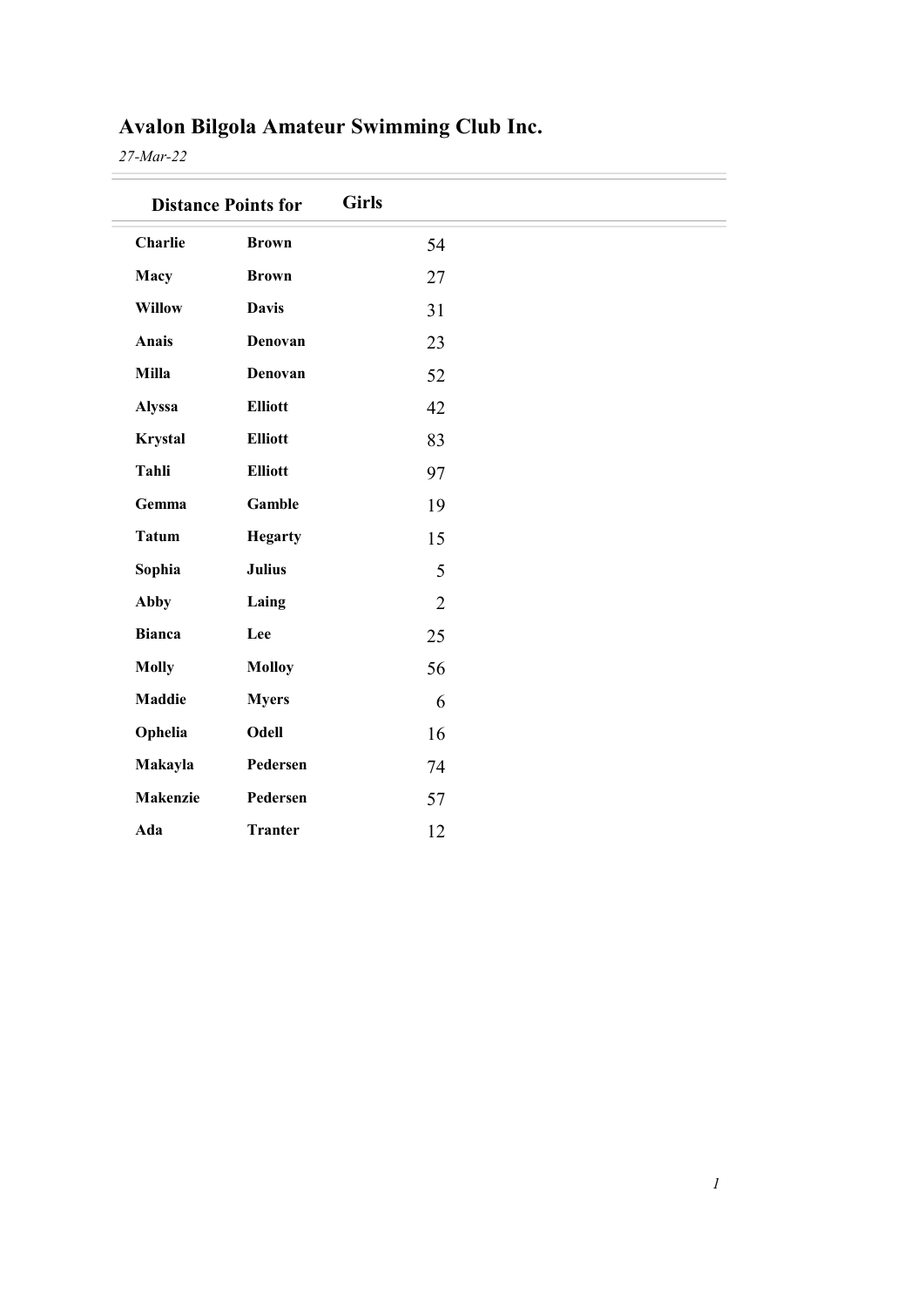# Avalon Bilgola Amateur Swimming Club Inc.

*27-Mar-22*

| Distance Points for | Girls | |
|---|---|---|
| **Charlie** | **Brown** | 54 |
| **Macy** | **Brown** | 27 |
| **Willow** | **Davis** | 31 |
| **Anais** | **Denovan** | 23 |
| **Milla** | **Denovan** | 52 |
| **Alyssa** | **Elliott** | 42 |
| **Krystal** | **Elliott** | 83 |
| **Tahli** | **Elliott** | 97 |
| **Gemma** | **Gamble** | 19 |
| **Tatum** | **Hegarty** | 15 |
| **Sophia** | **Julius** | 5 |
| **Abby** | **Laing** | 2 |
| **Bianca** | **Lee** | 25 |
| **Molly** | **Molloy** | 56 |
| **Maddie** | **Myers** | 6 |
| **Ophelia** | **Odell** | 16 |
| **Makayla** | **Pedersen** | 74 |
| **Makenzie** | **Pedersen** | 57 |
| **Ada** | **Tranter** | 12 |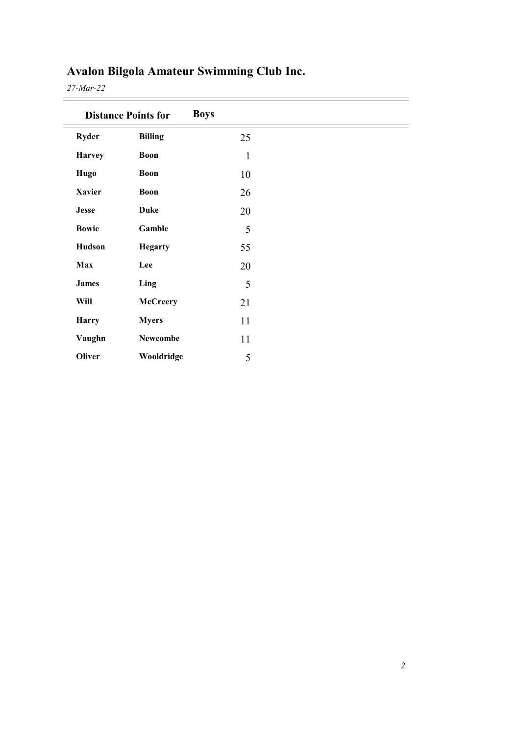# Avalon Bilgola Amateur Swimming Club Inc.

*27-Mar-22*

## Distance Points for Boys

| | | |
|---|---|---|
| **Ryder** | **Billing** | 25 |
| **Harvey** | **Boon** | 1 |
| **Hugo** | **Boon** | 10 |
| **Xavier** | **Boon** | 26 |
| **Jesse** | **Duke** | 20 |
| **Bowie** | **Gamble** | 5 |
| **Hudson** | **Hegarty** | 55 |
| **Max** | **Lee** | 20 |
| **James** | **Ling** | 5 |
| **Will** | **McCreery** | 21 |
| **Harry** | **Myers** | 11 |
| **Vaughn** | **Newcombe** | 11 |
| **Oliver** | **Wooldridge** | 5 |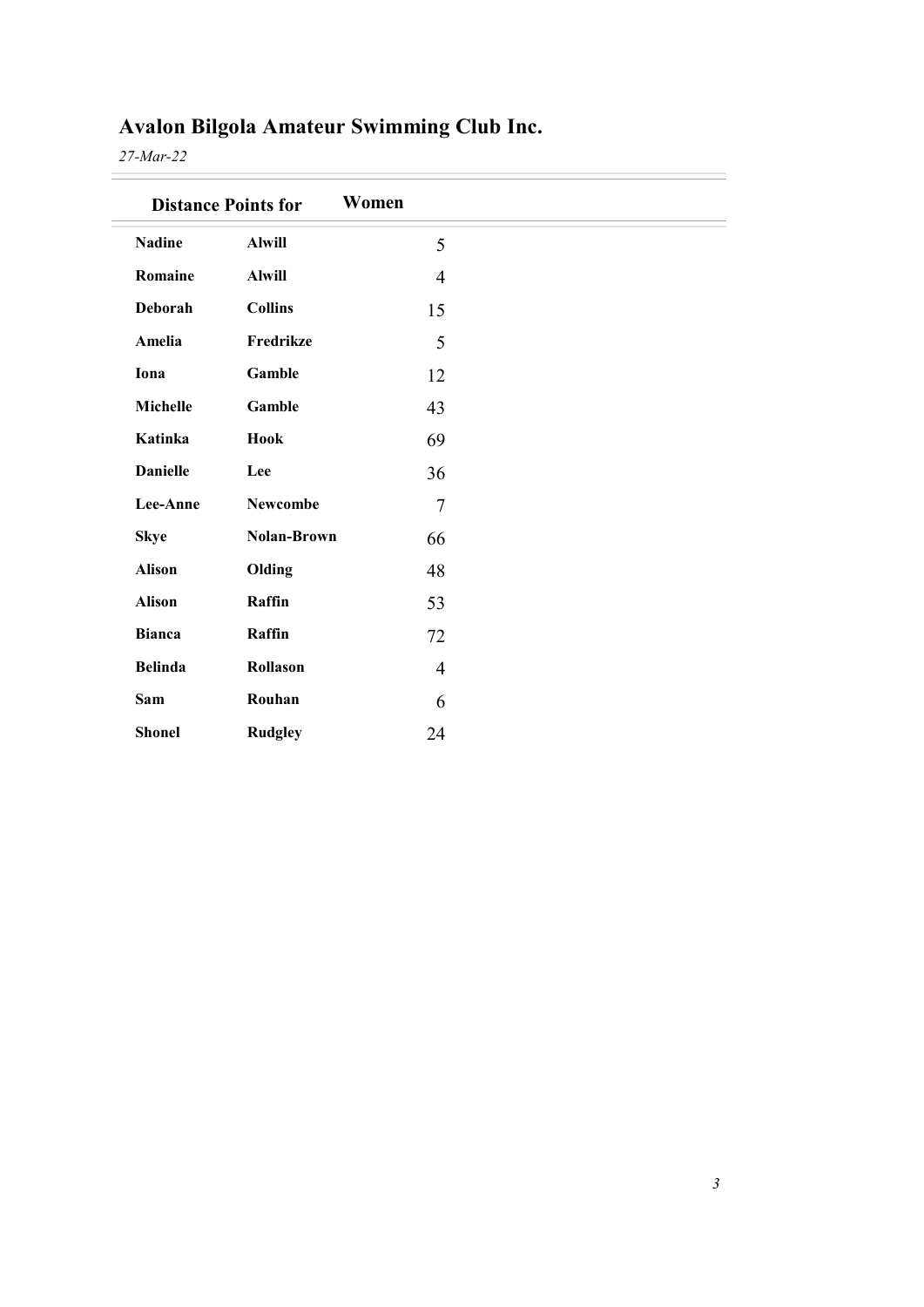# Avalon Bilgola Amateur Swimming Club Inc.

*27-Mar-22*

| Distance Points for | | Women |
|---|---|---|
| **Nadine** | **Alwill** | 5 |
| **Romaine** | **Alwill** | 4 |
| **Deborah** | **Collins** | 15 |
| **Amelia** | **Fredrikze** | 5 |
| **Iona** | **Gamble** | 12 |
| **Michelle** | **Gamble** | 43 |
| **Katinka** | **Hook** | 69 |
| **Danielle** | **Lee** | 36 |
| **Lee-Anne** | **Newcombe** | 7 |
| **Skye** | **Nolan-Brown** | 66 |
| **Alison** | **Olding** | 48 |
| **Alison** | **Raffin** | 53 |
| **Bianca** | **Raffin** | 72 |
| **Belinda** | **Rollason** | 4 |
| **Sam** | **Rouhan** | 6 |
| **Shonel** | **Rudgley** | 24 |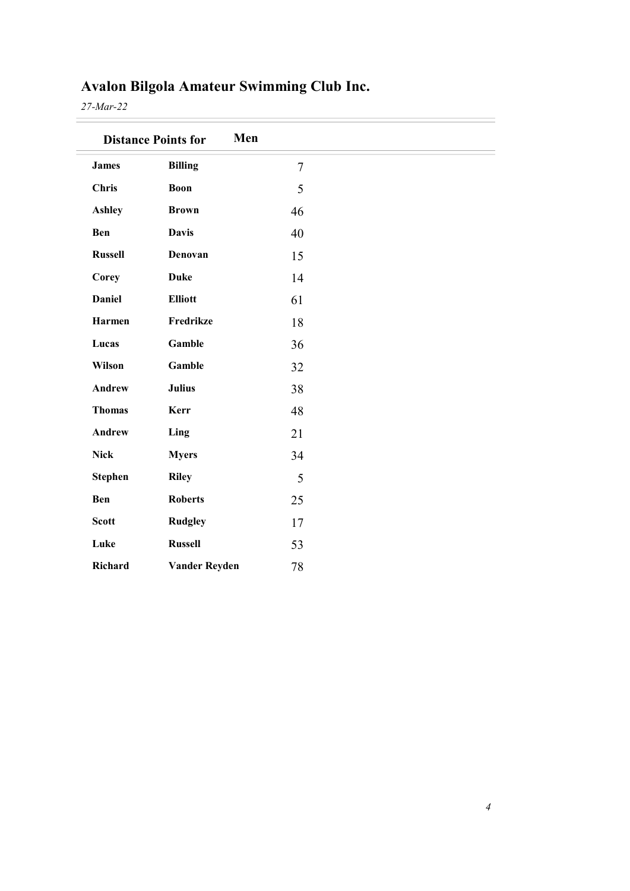# Avalon Bilgola Amateur Swimming Club Inc.

*27-Mar-22*

## Distance Points for Men

| | | |
|---|---|---|
| **James** | **Billing** | 7 |
| **Chris** | **Boon** | 5 |
| **Ashley** | **Brown** | 46 |
| **Ben** | **Davis** | 40 |
| **Russell** | **Denovan** | 15 |
| **Corey** | **Duke** | 14 |
| **Daniel** | **Elliott** | 61 |
| **Harmen** | **Fredrikze** | 18 |
| **Lucas** | **Gamble** | 36 |
| **Wilson** | **Gamble** | 32 |
| **Andrew** | **Julius** | 38 |
| **Thomas** | **Kerr** | 48 |
| **Andrew** | **Ling** | 21 |
| **Nick** | **Myers** | 34 |
| **Stephen** | **Riley** | 5 |
| **Ben** | **Roberts** | 25 |
| **Scott** | **Rudgley** | 17 |
| **Luke** | **Russell** | 53 |
| **Richard** | **Vander Reyden** | 78 |